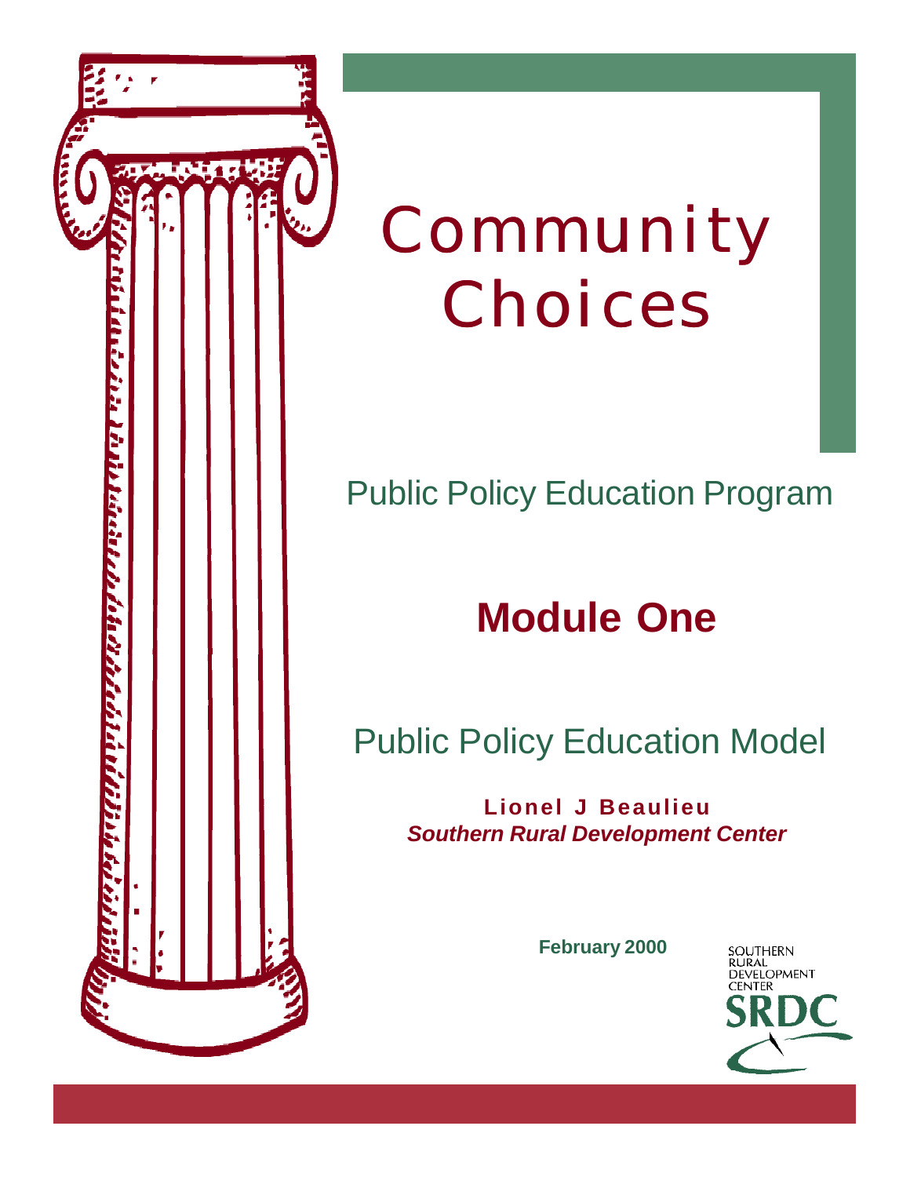# Community Choices

## Public Policy Education Program

## Module One

## Public Policy Education Model

**Lionel J Beaulieu**
***Southern Rural Development Center***

**February 2000**

SOUTHERN RURAL DEVELOPMENT CENTER
SRDC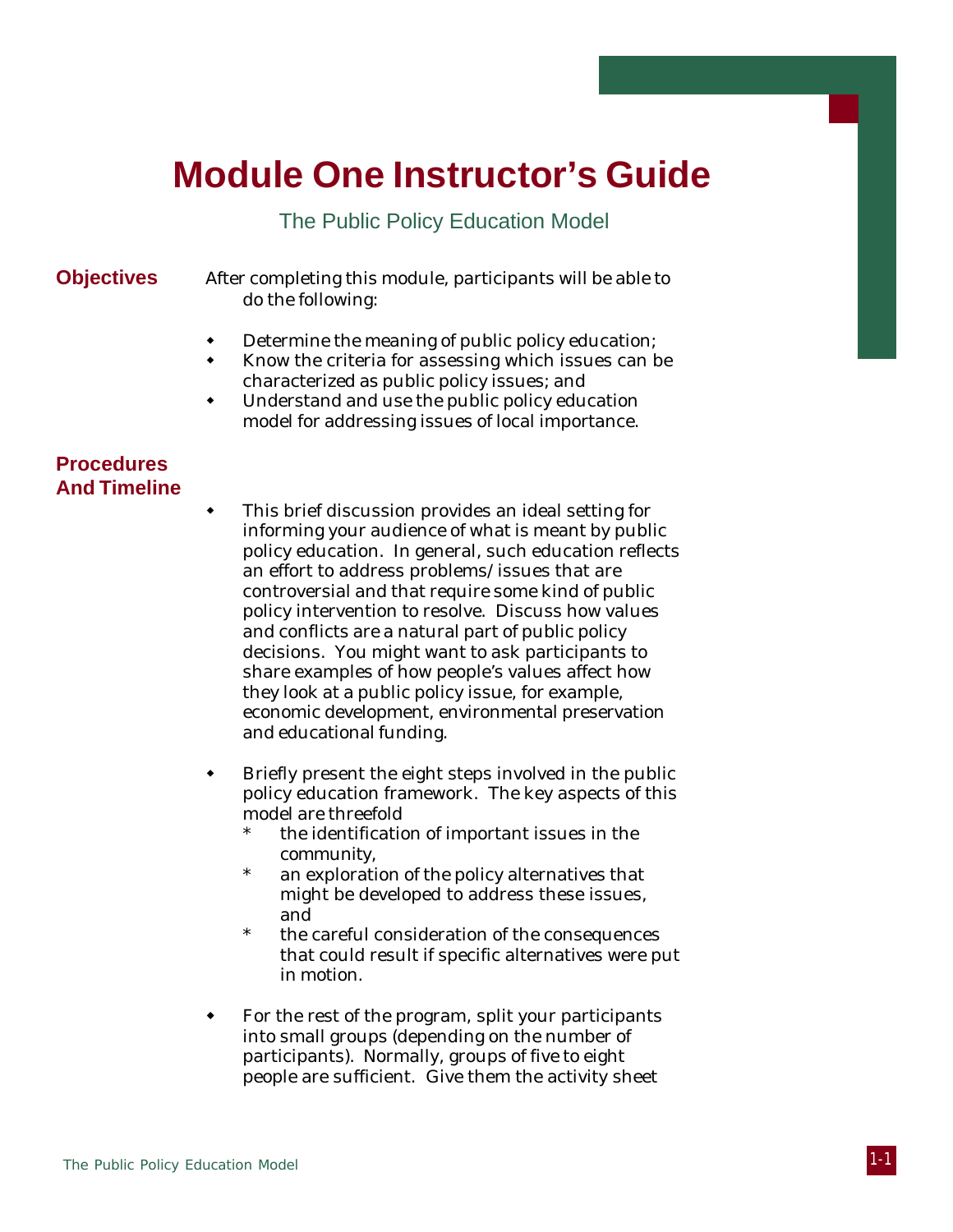# Module One Instructor's Guide

## The Public Policy Education Model

**Objectives**

After completing this module, participants will be able to do the following:

- Determine the meaning of public policy education;
- Know the criteria for assessing which issues can be characterized as public policy issues; and
- Understand and use the public policy education model for addressing issues of local importance.

**Procedures And Timeline**

- This brief discussion provides an ideal setting for informing your audience of what is meant by public policy education. In general, such education reflects an effort to address problems/issues that are controversial and that require some kind of public policy intervention to resolve. Discuss how values and conflicts are a natural part of public policy decisions. You might want to ask participants to share examples of how people's values affect how they look at a public policy issue, for example, economic development, environmental preservation and educational funding.

- Briefly present the eight steps involved in the public policy education framework. The key aspects of this model are threefold
  - the identification of important issues in the community,
  - an exploration of the policy alternatives that might be developed to address these issues, and
  - the careful consideration of the consequences that could result if specific alternatives were put in motion.

- For the rest of the program, split your participants into small groups (depending on the number of participants). Normally, groups of five to eight people are sufficient. Give them the activity sheet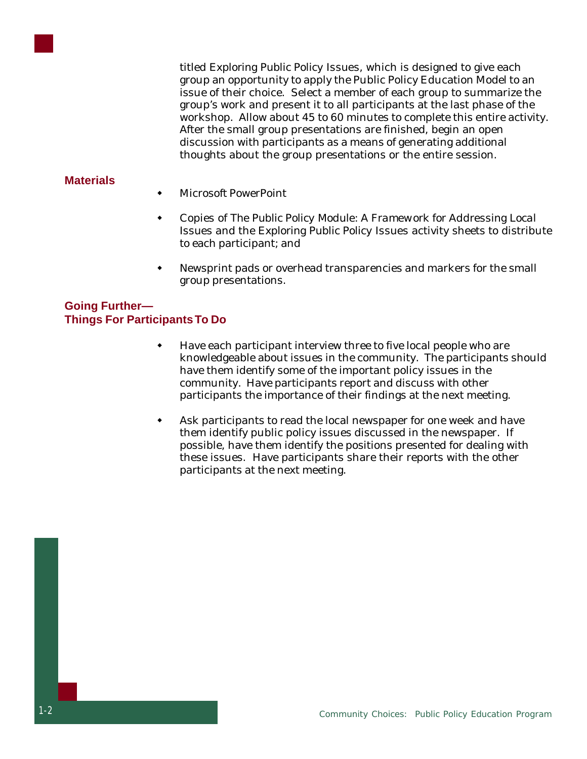titled Exploring Public Policy Issues, which is designed to give each group an opportunity to apply the Public Policy Education Model to an issue of their choice. Select a member of each group to summarize the group's work and present it to all participants at the last phase of the workshop. Allow about 45 to 60 minutes to complete this entire activity. After the small group presentations are finished, begin an open discussion with participants as a means of generating additional thoughts about the group presentations or the entire session.

## Materials

- Microsoft PowerPoint
- Copies of The Public Policy Module: A Framework for Addressing Local Issues and the Exploring Public Policy Issues activity sheets to distribute to each participant; and
- Newsprint pads or overhead transparencies and markers for the small group presentations.

## Going Further— Things For Participants To Do

- Have each participant interview three to five local people who are knowledgeable about issues in the community. The participants should have them identify some of the important policy issues in the community. Have participants report and discuss with other participants the importance of their findings at the next meeting.
- Ask participants to read the local newspaper for one week and have them identify public policy issues discussed in the newspaper. If possible, have them identify the positions presented for dealing with these issues. Have participants share their reports with the other participants at the next meeting.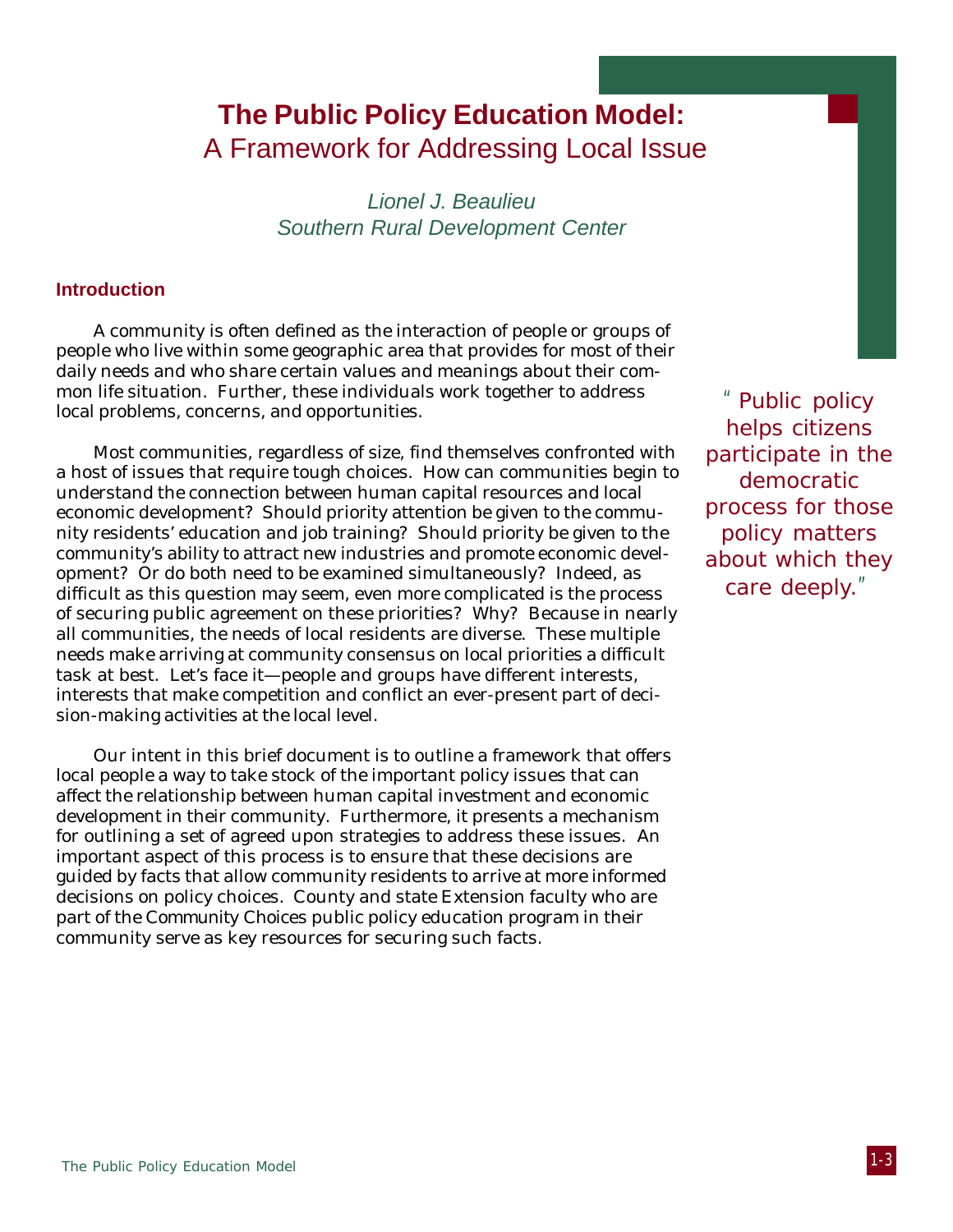# The Public Policy Education Model:
## A Framework for Addressing Local Issue

*Lionel J. Beaulieu*
*Southern Rural Development Center*

### Introduction

A community is often defined as the interaction of people or groups of people who live within some geographic area that provides for most of their daily needs and who share certain values and meanings about their common life situation. Further, these individuals work together to address local problems, concerns, and opportunities.

> "Public policy helps citizens participate in the democratic process for those policy matters about which they care deeply."

Most communities, regardless of size, find themselves confronted with a host of issues that require tough choices. How can communities begin to understand the connection between human capital resources and local economic development? Should priority attention be given to the community residents' education and job training? Should priority be given to the community's ability to attract new industries and promote economic development? Or do both need to be examined simultaneously? Indeed, as difficult as this question may seem, even more complicated is the process of securing public agreement on these priorities? Why? Because in nearly all communities, the needs of local residents are diverse. These multiple needs make arriving at community consensus on local priorities a difficult task at best. Let's face it—people and groups have different interests, interests that make competition and conflict an ever-present part of decision-making activities at the local level.

Our intent in this brief document is to outline a framework that offers local people a way to take stock of the important policy issues that can affect the relationship between human capital investment and economic development in their community. Furthermore, it presents a mechanism for outlining a set of agreed upon strategies to address these issues. An important aspect of this process is to ensure that these decisions are guided by facts that allow community residents to arrive at more informed decisions on policy choices. County and state Extension faculty who are part of the Community Choices public policy education program in their community serve as key resources for securing such facts.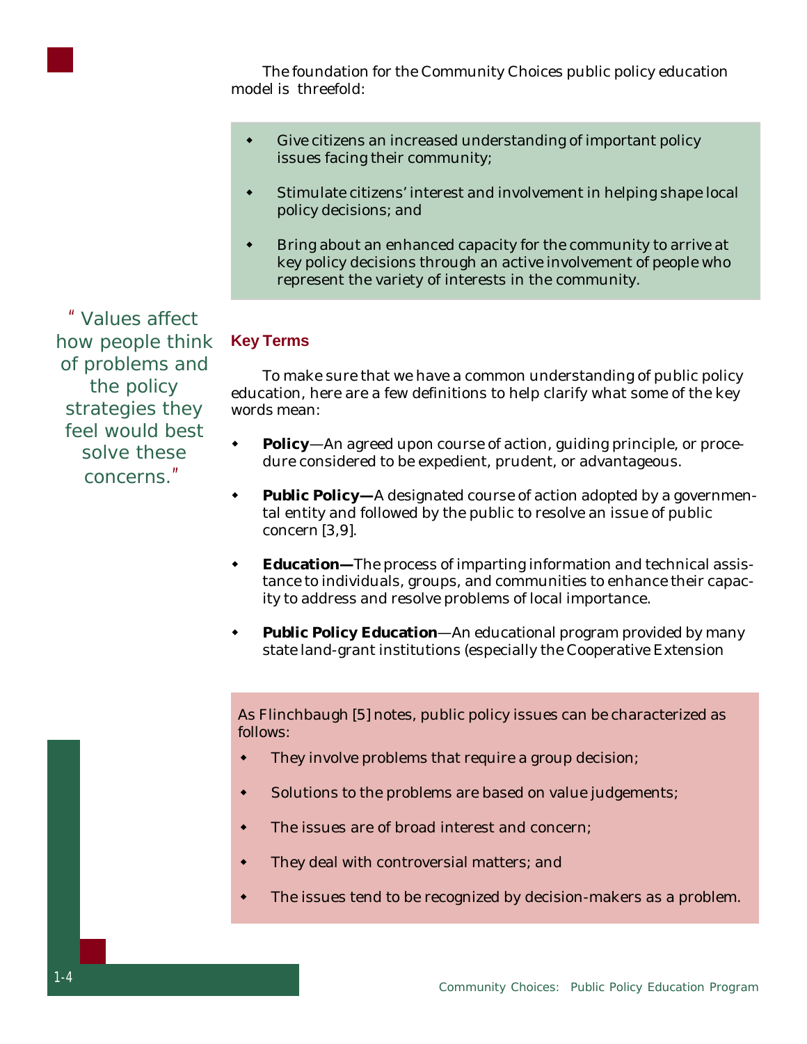The foundation for the Community Choices public policy education model is threefold:

- Give citizens an increased understanding of important policy issues facing their community;
- Stimulate citizens' interest and involvement in helping shape local policy decisions; and
- Bring about an enhanced capacity for the community to arrive at key policy decisions through an active involvement of people who represent the variety of interests in the community.

> "Values affect how people think of problems and the policy strategies they feel would best solve these concerns."

## Key Terms

To make sure that we have a common understanding of public policy education, here are a few definitions to help clarify what some of the key words mean:

- **Policy**—An agreed upon course of action, guiding principle, or procedure considered to be expedient, prudent, or advantageous.
- **Public Policy—**A designated course of action adopted by a governmental entity and followed by the public to resolve an issue of public concern [3,9].
- **Education—**The process of imparting information and technical assistance to individuals, groups, and communities to enhance their capacity to address and resolve problems of local importance.
- **Public Policy Education**—An educational program provided by many state land-grant institutions (especially the Cooperative Extension

As Flinchbaugh [5] notes, public policy issues can be characterized as follows:

- They involve problems that require a group decision;
- Solutions to the problems are based on value judgements;
- The issues are of broad interest and concern;
- They deal with controversial matters; and
- The issues tend to be recognized by decision-makers as a problem.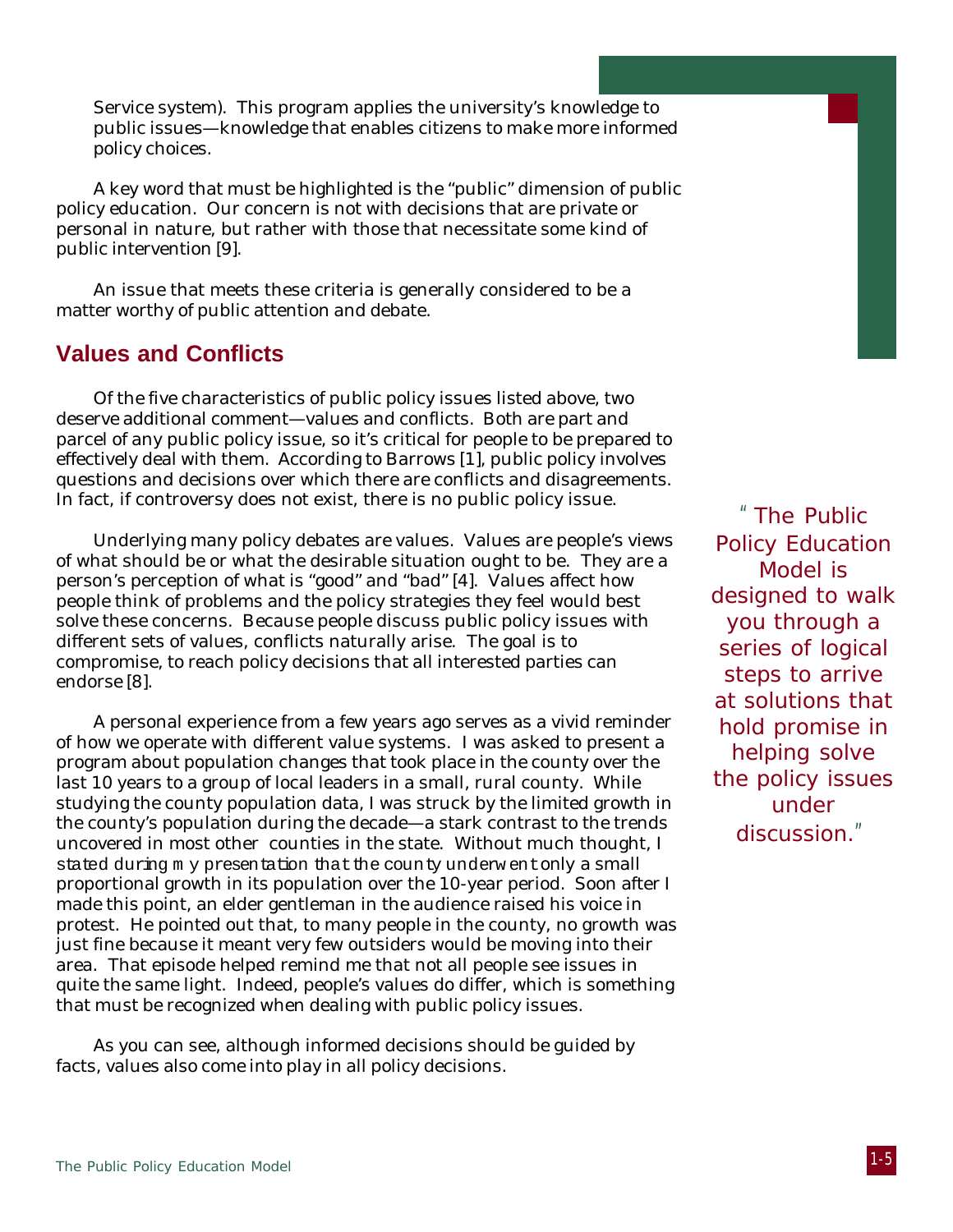Service system). This program applies the university's knowledge to public issues—knowledge that enables citizens to make more informed policy choices.

A key word that must be highlighted is the "public" dimension of public policy education. Our concern is not with decisions that are private or personal in nature, but rather with those that necessitate some kind of public intervention [9].

An issue that meets these criteria is generally considered to be a matter worthy of public attention and debate.

## Values and Conflicts

Of the five characteristics of public policy issues listed above, two deserve additional comment—values and conflicts. Both are part and parcel of any public policy issue, so it's critical for people to be prepared to effectively deal with them. According to Barrows [1], public policy involves questions and decisions over which there are conflicts and disagreements. In fact, if controversy does not exist, there is no public policy issue.

"The Public Policy Education Model is designed to walk you through a series of logical steps to arrive at solutions that hold promise in helping solve the policy issues under discussion."

Underlying many policy debates are values. Values are people's views of what should be or what the desirable situation ought to be. They are a person's perception of what is "good" and "bad" [4]. Values affect how people think of problems and the policy strategies they feel would best solve these concerns. Because people discuss public policy issues with different sets of values, conflicts naturally arise. The goal is to compromise, to reach policy decisions that all interested parties can endorse [8].

A personal experience from a few years ago serves as a vivid reminder of how we operate with different value systems. I was asked to present a program about population changes that took place in the county over the last 10 years to a group of local leaders in a small, rural county. While studying the county population data, I was struck by the limited growth in the county's population during the decade—a stark contrast to the trends uncovered in most other counties in the state. Without much thought, I stated during my presentation that the county underwent only a small proportional growth in its population over the 10-year period. Soon after I made this point, an elder gentleman in the audience raised his voice in protest. He pointed out that, to many people in the county, no growth was just fine because it meant very few outsiders would be moving into their area. That episode helped remind me that not all people see issues in quite the same light. Indeed, people's values do differ, which is something that must be recognized when dealing with public policy issues.

As you can see, although informed decisions should be guided by facts, values also come into play in all policy decisions.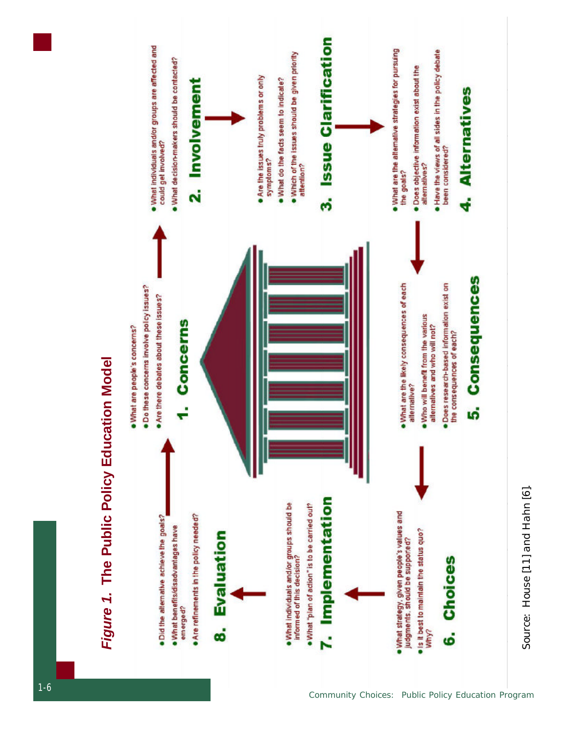*Figure 1.* **The Public Policy Education Model**

## 1. Concerns

- What are people's concerns?
- Do these concerns involve policy issues?
- Are there debates about these issues?

## 2. Involvement

- What individuals and/or groups are affected and could get involved?
- What decision-makers should be contacted?

## 3. Issue Clarification

- Are the issues truly problems or only symptoms?
- What do the facts seem to indicate?
- Which of the issues should be given priority attention?

## 4. Alternatives

- What are the alternative strategies for pursuing the goals?
- Does objective information exist about the alternatives?
- Have the views of all sides in the policy debate been considered?

## 5. Consequences

- What are the likely consequences of each alternative?
- Who will benefit from the various alternatives and who will not?
- Does research-based information exist on the consequences of each?

## 6. Choices

- What strategy, given people's values and judgments, should be supported?
- Is it best to maintain the status quo? Why?

## 7. Implementation

- What individuals and/or groups should be informed of this decision?
- What "plan of action" is to be carried out?

## 8. Evaluation

- Did the alternative achieve the goals?
- What benefits/disadvantages have emerged?
- Are refinements in the policy needed?

Source: House [11] and Hahn [6].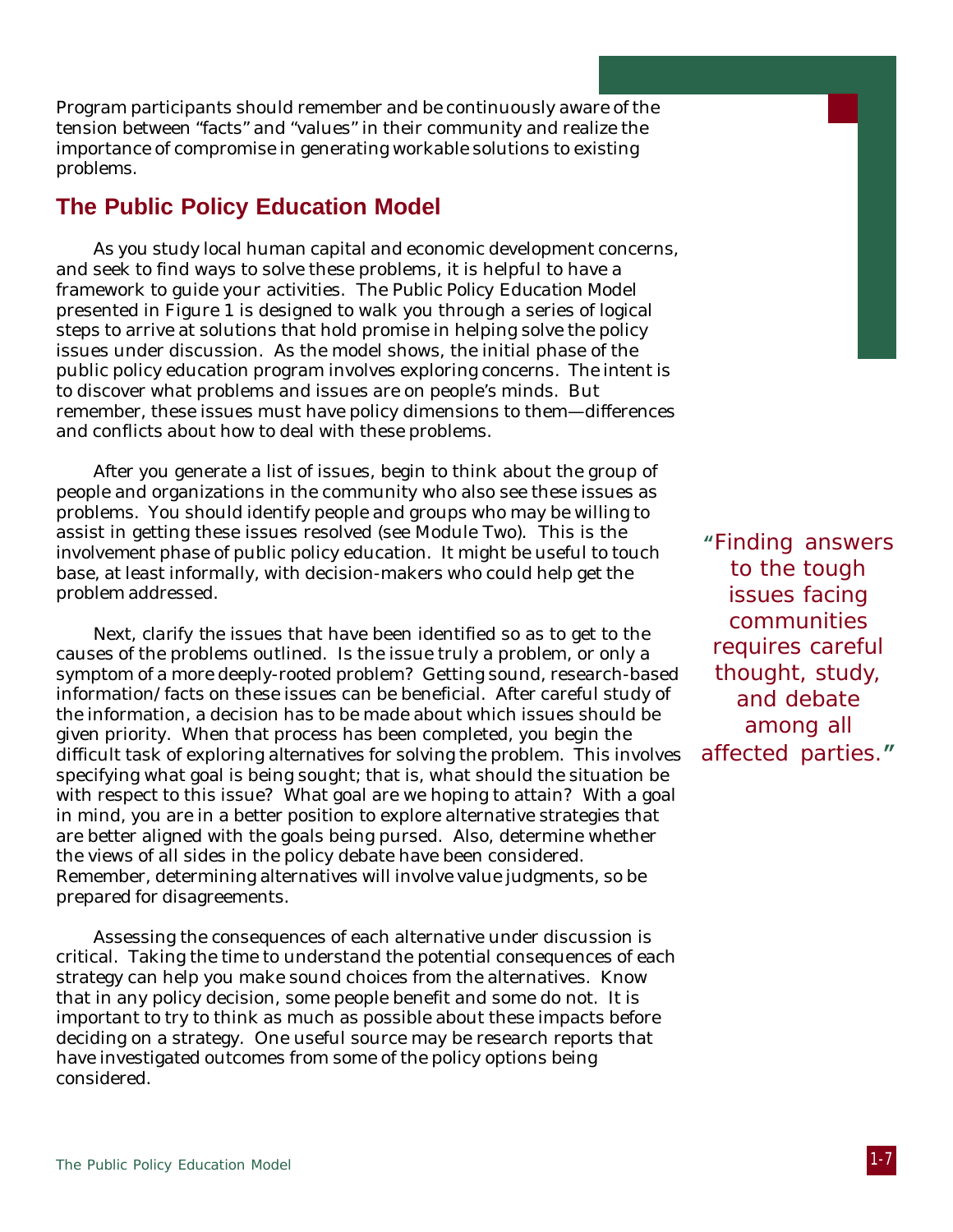Program participants should remember and be continuously aware of the tension between “facts” and “values” in their community and realize the importance of compromise in generating workable solutions to existing problems.

## The Public Policy Education Model

As you study local human capital and economic development concerns, and seek to find ways to solve these problems, it is helpful to have a framework to guide your activities. The Public Policy Education Model presented in Figure 1 is designed to walk you through a series of logical steps to arrive at solutions that hold promise in helping solve the policy issues under discussion. As the model shows, the initial phase of the public policy education program involves exploring concerns. The intent is to discover what problems and issues are on people’s minds. But remember, these issues must have policy dimensions to them—differences and conflicts about how to deal with these problems.

After you generate a list of issues, begin to think about the group of people and organizations in the community who also see these issues as problems. You should identify people and groups who may be willing to assist in getting these issues resolved (see Module Two). This is the involvement phase of public policy education. It might be useful to touch base, at least informally, with decision-makers who could help get the problem addressed.

> “Finding answers to the tough issues facing communities requires careful thought, study, and debate among all affected parties.”

Next, clarify the issues that have been identified so as to get to the causes of the problems outlined. Is the issue truly a problem, or only a symptom of a more deeply-rooted problem? Getting sound, research-based information/facts on these issues can be beneficial. After careful study of the information, a decision has to be made about which issues should be given priority. When that process has been completed, you begin the difficult task of exploring alternatives for solving the problem. This involves specifying what goal is being sought; that is, what should the situation be with respect to this issue? What goal are we hoping to attain? With a goal in mind, you are in a better position to explore alternative strategies that are better aligned with the goals being pursed. Also, determine whether the views of all sides in the policy debate have been considered. Remember, determining alternatives will involve value judgments, so be prepared for disagreements.

Assessing the consequences of each alternative under discussion is critical. Taking the time to understand the potential consequences of each strategy can help you make sound choices from the alternatives. Know that in any policy decision, some people benefit and some do not. It is important to try to think as much as possible about these impacts before deciding on a strategy. One useful source may be research reports that have investigated outcomes from some of the policy options being considered.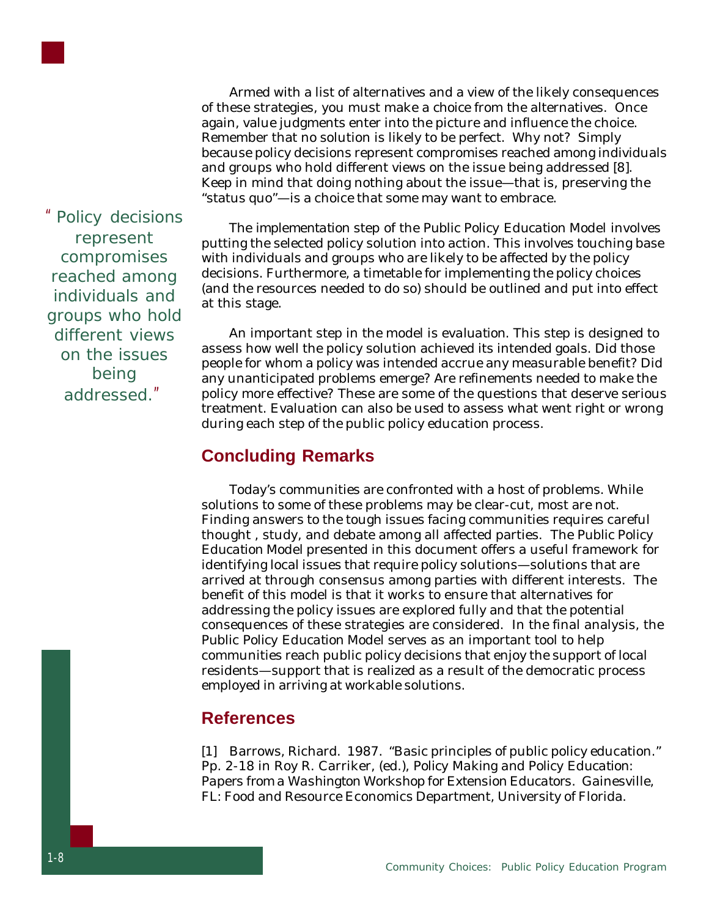Armed with a list of alternatives and a view of the likely consequences of these strategies, you must make a choice from the alternatives. Once again, value judgments enter into the picture and influence the choice. Remember that no solution is likely to be perfect. Why not? Simply because policy decisions represent compromises reached among individuals and groups who hold different views on the issue being addressed [8]. Keep in mind that doing nothing about the issue—that is, preserving the "status quo"—is a choice that some may want to embrace.

"Policy decisions represent compromises reached among individuals and groups who hold different views on the issues being addressed."

The implementation step of the Public Policy Education Model involves putting the selected policy solution into action. This involves touching base with individuals and groups who are likely to be affected by the policy decisions. Furthermore, a timetable for implementing the policy choices (and the resources needed to do so) should be outlined and put into effect at this stage.

An important step in the model is evaluation. This step is designed to assess how well the policy solution achieved its intended goals. Did those people for whom a policy was intended accrue any measurable benefit? Did any unanticipated problems emerge? Are refinements needed to make the policy more effective? These are some of the questions that deserve serious treatment. Evaluation can also be used to assess what went right or wrong during each step of the public policy education process.

## Concluding Remarks

Today's communities are confronted with a host of problems. While solutions to some of these problems may be clear-cut, most are not. Finding answers to the tough issues facing communities requires careful thought , study, and debate among all affected parties. The Public Policy Education Model presented in this document offers a useful framework for identifying local issues that require policy solutions—solutions that are arrived at through consensus among parties with different interests. The benefit of this model is that it works to ensure that alternatives for addressing the policy issues are explored fully and that the potential consequences of these strategies are considered. In the final analysis, the Public Policy Education Model serves as an important tool to help communities reach public policy decisions that enjoy the support of local residents—support that is realized as a result of the democratic process employed in arriving at workable solutions.

## References

[1] Barrows, Richard. 1987. "Basic principles of public policy education." Pp. 2-18 in Roy R. Carriker, (ed.), Policy Making and Policy Education: Papers from a Washington Workshop for Extension Educators. Gainesville, FL: Food and Resource Economics Department, University of Florida.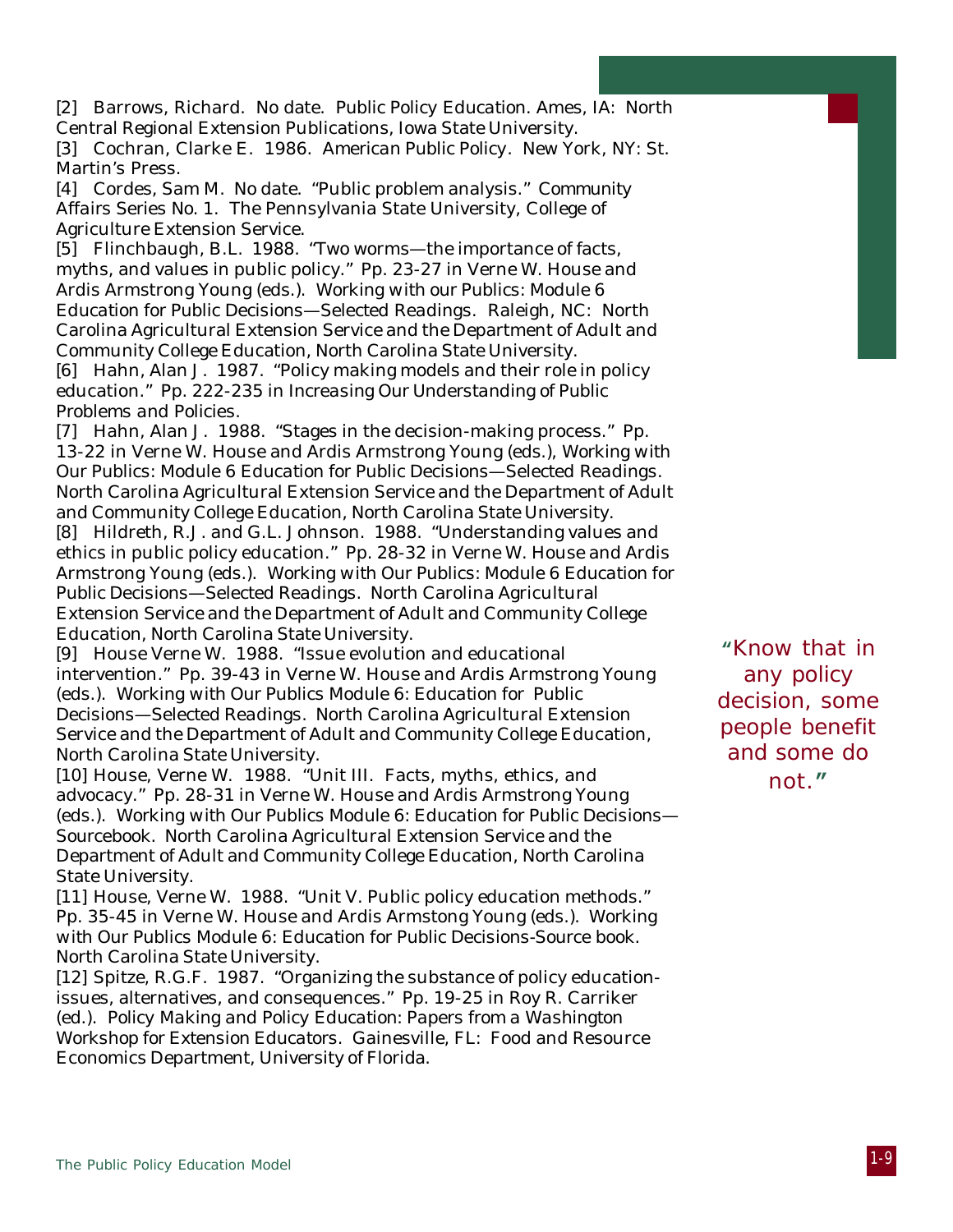[2] Barrows, Richard. No date. *Public Policy Education.* Ames, IA: North Central Regional Extension Publications, Iowa State University.

[3] Cochran, Clarke E. 1986. *American Public Policy*. New York, NY: St. Martin's Press.

[4] Cordes, Sam M. No date. "Public problem analysis." Community Affairs Series No. 1. The Pennsylvania State University, College of Agriculture Extension Service.

[5] Flinchbaugh, B.L. 1988. "Two worms—the importance of facts, myths, and values in public policy." Pp. 23-27 in Verne W. House and Ardis Armstrong Young (eds.). *Working with our Publics: Module 6 Education for Public Decisions—Selected Readings*. Raleigh, NC: North Carolina Agricultural Extension Service and the Department of Adult and Community College Education, North Carolina State University.

[6] Hahn, Alan J. 1987. "Policy making models and their role in policy education." Pp. 222-235 in *Increasing Our Understanding of Public Problems and Policies*.

[7] Hahn, Alan J. 1988. "Stages in the decision-making process." Pp. 13-22 in Verne W. House and Ardis Armstrong Young (eds.), *Working with Our Publics: Module 6 Education for Public Decisions—Selected Readings*. North Carolina Agricultural Extension Service and the Department of Adult and Community College Education, North Carolina State University.

[8] Hildreth, R.J. and G.L. Johnson. 1988. "Understanding values and ethics in public policy education." Pp. 28-32 in Verne W. House and Ardis Armstrong Young (eds.). *Working with Our Publics: Module 6 Education for Public Decisions—Selected Readings*. North Carolina Agricultural Extension Service and the Department of Adult and Community College Education, North Carolina State University.

[9] House Verne W. 1988. "Issue evolution and educational intervention." Pp. 39-43 in Verne W. House and Ardis Armstrong Young (eds.). *Working with Our Publics Module 6: Education for Public Decisions—Selected Readings*. North Carolina Agricultural Extension Service and the Department of Adult and Community College Education, North Carolina State University.

[10] House, Verne W. 1988. "Unit III. Facts, myths, ethics, and advocacy." Pp. 28-31 in Verne W. House and Ardis Armstrong Young (eds.). *Working with Our Publics Module 6: Education for Public Decisions—Sourcebook*. North Carolina Agricultural Extension Service and the Department of Adult and Community College Education, North Carolina State University.

[11] House, Verne W. 1988. "Unit V. Public policy education methods." Pp. 35-45 in Verne W. House and Ardis Armstong Young (eds.). *Working with Our Publics Module 6: Education for Public Decisions-Source book*. North Carolina State University.

[12] Spitze, R.G.F. 1987. "Organizing the substance of policy education-issues, alternatives, and consequences." Pp. 19-25 in Roy R. Carriker (ed.). *Policy Making and Policy Education: Papers from a Washington Workshop for Extension Educators*. Gainesville, FL: Food and Resource Economics Department, University of Florida.

*"Know that in any policy decision, some people benefit and some do not."*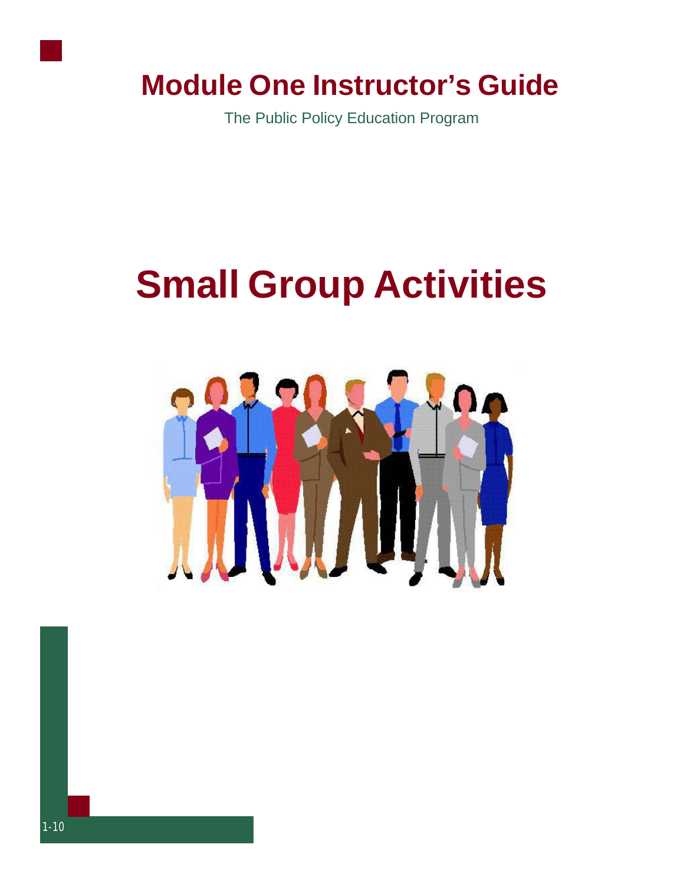# Module One Instructor's Guide

The Public Policy Education Program

# Small Group Activities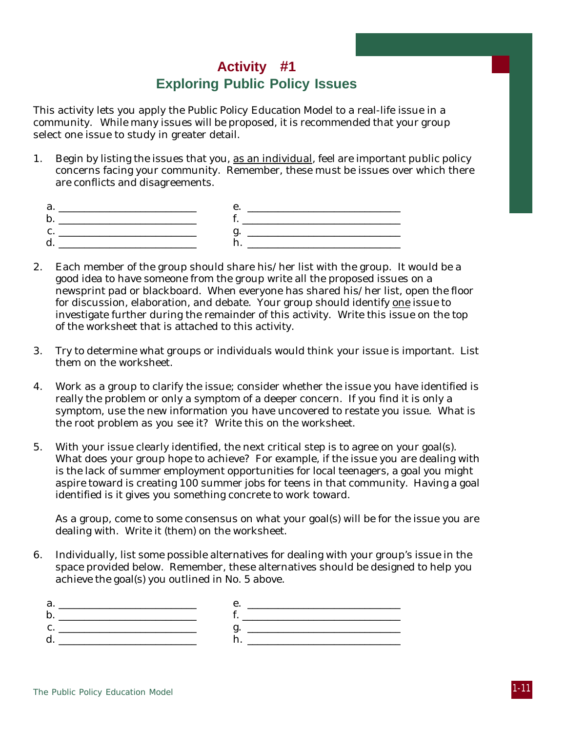# Activity #1
## Exploring Public Policy Issues

This activity lets you apply the Public Policy Education Model to a real-life issue in a community. While many issues will be proposed, it is recommended that your group select one issue to study in greater detail.

1. Begin by listing the issues that you, as an individual, feel are important public policy concerns facing your community. Remember, these must be issues over which there are conflicts and disagreements.

   a. ___________________________ e. ______________________________
   b. ___________________________ f. ______________________________
   c. ___________________________ g. ______________________________
   d. ___________________________ h. ______________________________

2. Each member of the group should share his/her list with the group. It would be a good idea to have someone from the group write all the proposed issues on a newsprint pad or blackboard. When everyone has shared his/her list, open the floor for discussion, elaboration, and debate. Your group should identify one issue to investigate further during the remainder of this activity. Write this issue on the top of the worksheet that is attached to this activity.

3. Try to determine what groups or individuals would think your issue is important. List them on the worksheet.

4. Work as a group to clarify the issue; consider whether the issue you have identified is really the problem or only a symptom of a deeper concern. If you find it is only a symptom, use the new information you have uncovered to restate you issue. What is the root problem as you see it? Write this on the worksheet.

5. With your issue clearly identified, the next critical step is to agree on your goal(s). What does your group hope to achieve? For example, if the issue you are dealing with is the lack of summer employment opportunities for local teenagers, a goal you might aspire toward is creating 100 summer jobs for teens in that community. Having a goal identified is it gives you something concrete to work toward.

   As a group, come to some consensus on what your goal(s) will be for the issue you are dealing with. Write it (them) on the worksheet.

6. Individually, list some possible alternatives for dealing with your group's issue in the space provided below. Remember, these alternatives should be designed to help you achieve the goal(s) you outlined in No. 5 above.

   a. ___________________________ e. ______________________________
   b. ___________________________ f. ______________________________
   c. ___________________________ g. ______________________________
   d. ___________________________ h. ______________________________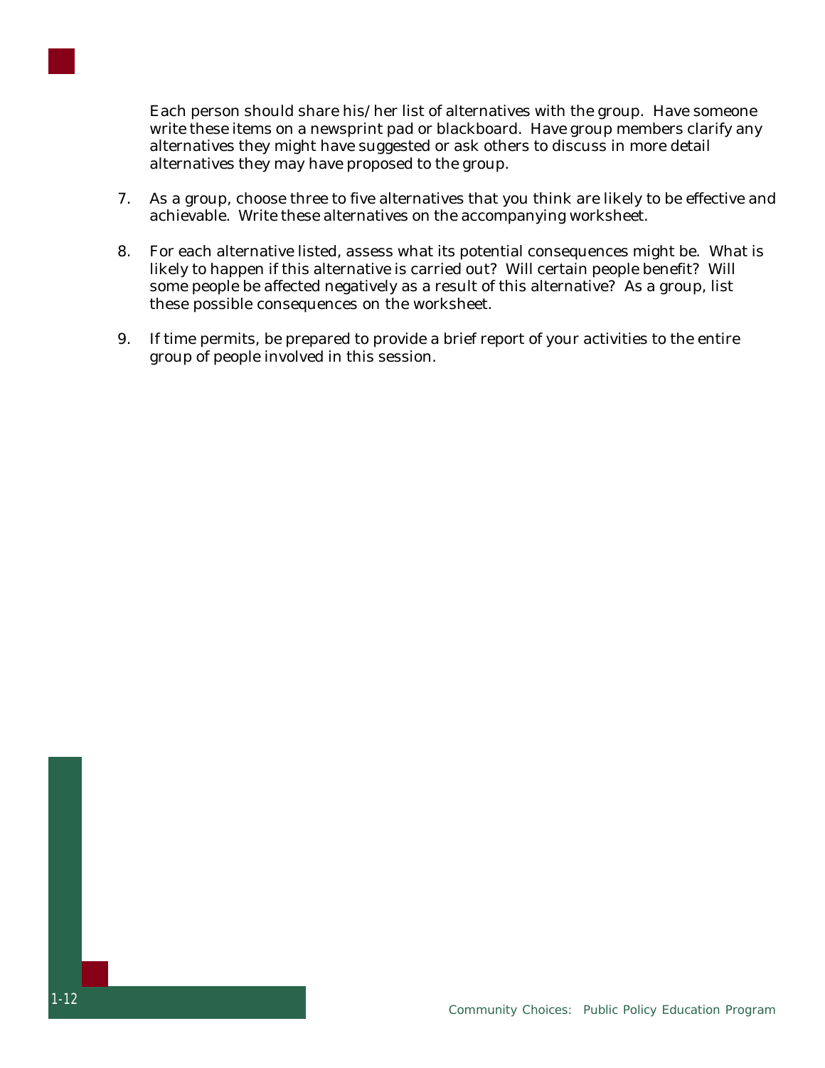Each person should share his/her list of alternatives with the group. Have someone write these items on a newsprint pad or blackboard. Have group members clarify any alternatives they might have suggested or ask others to discuss in more detail alternatives they may have proposed to the group.

7. As a group, choose three to five alternatives that you think are likely to be effective and achievable. Write these alternatives on the accompanying worksheet.

8. For each alternative listed, assess what its potential consequences might be. What is likely to happen if this alternative is carried out? Will certain people benefit? Will some people be affected negatively as a result of this alternative? As a group, list these possible consequences on the worksheet.

9. If time permits, be prepared to provide a brief report of your activities to the entire group of people involved in this session.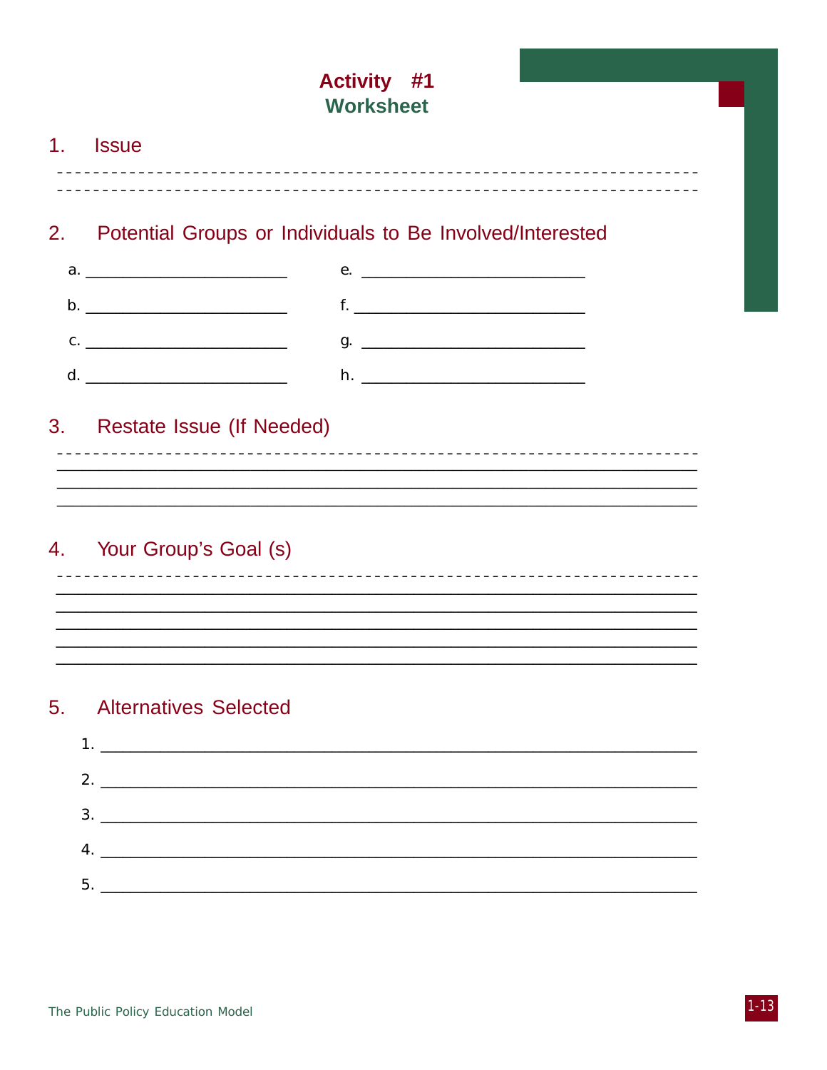# Activity #1
## Worksheet

1. Issue

------------------------------------------------------------------------

------------------------------------------------------------------------

2. Potential Groups or Individuals to Be Involved/Interested

a. ________________________  e. ________________________

b. ________________________  f. ________________________

c. ________________________  g. ________________________

d. ________________________  h. ________________________

3. Restate Issue (If Needed)

------------------------------------------------------------------------

________________________________________________________________________

________________________________________________________________________

________________________________________________________________________

4. Your Group's Goal (s)

------------------------------------------------------------------------

________________________________________________________________________

________________________________________________________________________

________________________________________________________________________

________________________________________________________________________

________________________________________________________________________

5. Alternatives Selected

1. ______________________________________________________________________
2. ______________________________________________________________________
3. ______________________________________________________________________
4. ______________________________________________________________________
5. ______________________________________________________________________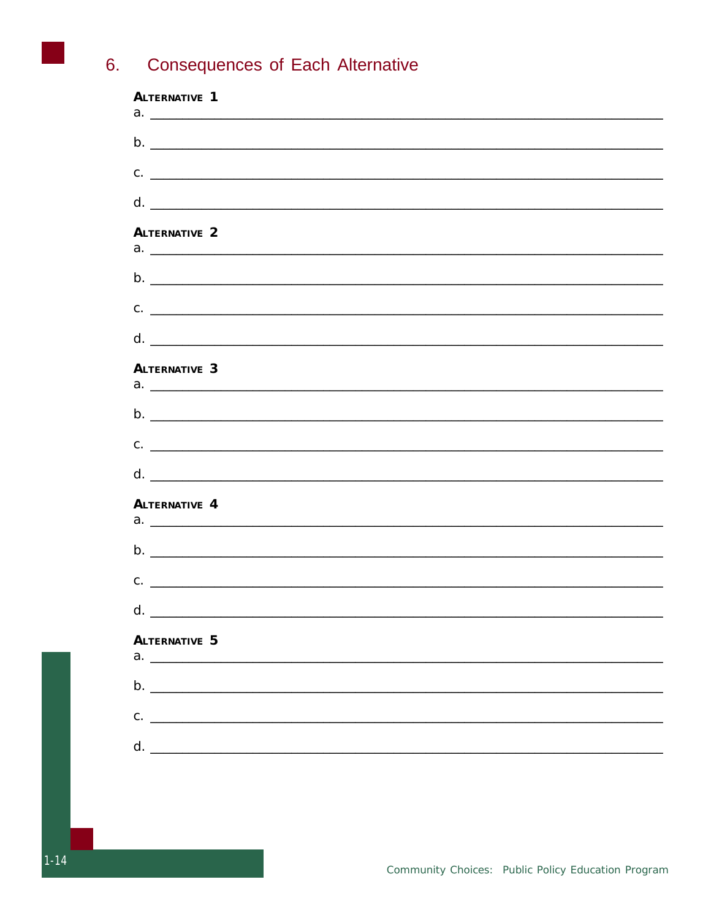## 6. Consequences of Each Alternative

**ALTERNATIVE 1**

a. \_\_\_\_\_\_\_\_\_\_\_\_\_\_\_\_\_\_\_\_\_\_\_\_\_\_\_\_\_\_\_\_\_\_\_\_\_\_\_\_\_\_\_\_\_\_\_\_\_\_\_\_\_\_\_\_\_\_\_\_

b. \_\_\_\_\_\_\_\_\_\_\_\_\_\_\_\_\_\_\_\_\_\_\_\_\_\_\_\_\_\_\_\_\_\_\_\_\_\_\_\_\_\_\_\_\_\_\_\_\_\_\_\_\_\_\_\_\_\_\_\_

c. \_\_\_\_\_\_\_\_\_\_\_\_\_\_\_\_\_\_\_\_\_\_\_\_\_\_\_\_\_\_\_\_\_\_\_\_\_\_\_\_\_\_\_\_\_\_\_\_\_\_\_\_\_\_\_\_\_\_\_\_

d. \_\_\_\_\_\_\_\_\_\_\_\_\_\_\_\_\_\_\_\_\_\_\_\_\_\_\_\_\_\_\_\_\_\_\_\_\_\_\_\_\_\_\_\_\_\_\_\_\_\_\_\_\_\_\_\_\_\_\_\_

**ALTERNATIVE 2**

a. \_\_\_\_\_\_\_\_\_\_\_\_\_\_\_\_\_\_\_\_\_\_\_\_\_\_\_\_\_\_\_\_\_\_\_\_\_\_\_\_\_\_\_\_\_\_\_\_\_\_\_\_\_\_\_\_\_\_\_\_

b. \_\_\_\_\_\_\_\_\_\_\_\_\_\_\_\_\_\_\_\_\_\_\_\_\_\_\_\_\_\_\_\_\_\_\_\_\_\_\_\_\_\_\_\_\_\_\_\_\_\_\_\_\_\_\_\_\_\_\_\_

c. \_\_\_\_\_\_\_\_\_\_\_\_\_\_\_\_\_\_\_\_\_\_\_\_\_\_\_\_\_\_\_\_\_\_\_\_\_\_\_\_\_\_\_\_\_\_\_\_\_\_\_\_\_\_\_\_\_\_\_\_

d. \_\_\_\_\_\_\_\_\_\_\_\_\_\_\_\_\_\_\_\_\_\_\_\_\_\_\_\_\_\_\_\_\_\_\_\_\_\_\_\_\_\_\_\_\_\_\_\_\_\_\_\_\_\_\_\_\_\_\_\_

**ALTERNATIVE 3**

a. \_\_\_\_\_\_\_\_\_\_\_\_\_\_\_\_\_\_\_\_\_\_\_\_\_\_\_\_\_\_\_\_\_\_\_\_\_\_\_\_\_\_\_\_\_\_\_\_\_\_\_\_\_\_\_\_\_\_\_\_

b. \_\_\_\_\_\_\_\_\_\_\_\_\_\_\_\_\_\_\_\_\_\_\_\_\_\_\_\_\_\_\_\_\_\_\_\_\_\_\_\_\_\_\_\_\_\_\_\_\_\_\_\_\_\_\_\_\_\_\_\_

c. \_\_\_\_\_\_\_\_\_\_\_\_\_\_\_\_\_\_\_\_\_\_\_\_\_\_\_\_\_\_\_\_\_\_\_\_\_\_\_\_\_\_\_\_\_\_\_\_\_\_\_\_\_\_\_\_\_\_\_\_

d. \_\_\_\_\_\_\_\_\_\_\_\_\_\_\_\_\_\_\_\_\_\_\_\_\_\_\_\_\_\_\_\_\_\_\_\_\_\_\_\_\_\_\_\_\_\_\_\_\_\_\_\_\_\_\_\_\_\_\_\_

**ALTERNATIVE 4**

a. \_\_\_\_\_\_\_\_\_\_\_\_\_\_\_\_\_\_\_\_\_\_\_\_\_\_\_\_\_\_\_\_\_\_\_\_\_\_\_\_\_\_\_\_\_\_\_\_\_\_\_\_\_\_\_\_\_\_\_\_

b. \_\_\_\_\_\_\_\_\_\_\_\_\_\_\_\_\_\_\_\_\_\_\_\_\_\_\_\_\_\_\_\_\_\_\_\_\_\_\_\_\_\_\_\_\_\_\_\_\_\_\_\_\_\_\_\_\_\_\_\_

c. \_\_\_\_\_\_\_\_\_\_\_\_\_\_\_\_\_\_\_\_\_\_\_\_\_\_\_\_\_\_\_\_\_\_\_\_\_\_\_\_\_\_\_\_\_\_\_\_\_\_\_\_\_\_\_\_\_\_\_\_

d. \_\_\_\_\_\_\_\_\_\_\_\_\_\_\_\_\_\_\_\_\_\_\_\_\_\_\_\_\_\_\_\_\_\_\_\_\_\_\_\_\_\_\_\_\_\_\_\_\_\_\_\_\_\_\_\_\_\_\_\_

**ALTERNATIVE 5**

a. \_\_\_\_\_\_\_\_\_\_\_\_\_\_\_\_\_\_\_\_\_\_\_\_\_\_\_\_\_\_\_\_\_\_\_\_\_\_\_\_\_\_\_\_\_\_\_\_\_\_\_\_\_\_\_\_\_\_\_\_

b. \_\_\_\_\_\_\_\_\_\_\_\_\_\_\_\_\_\_\_\_\_\_\_\_\_\_\_\_\_\_\_\_\_\_\_\_\_\_\_\_\_\_\_\_\_\_\_\_\_\_\_\_\_\_\_\_\_\_\_\_

c. \_\_\_\_\_\_\_\_\_\_\_\_\_\_\_\_\_\_\_\_\_\_\_\_\_\_\_\_\_\_\_\_\_\_\_\_\_\_\_\_\_\_\_\_\_\_\_\_\_\_\_\_\_\_\_\_\_\_\_\_

d. \_\_\_\_\_\_\_\_\_\_\_\_\_\_\_\_\_\_\_\_\_\_\_\_\_\_\_\_\_\_\_\_\_\_\_\_\_\_\_\_\_\_\_\_\_\_\_\_\_\_\_\_\_\_\_\_\_\_\_\_